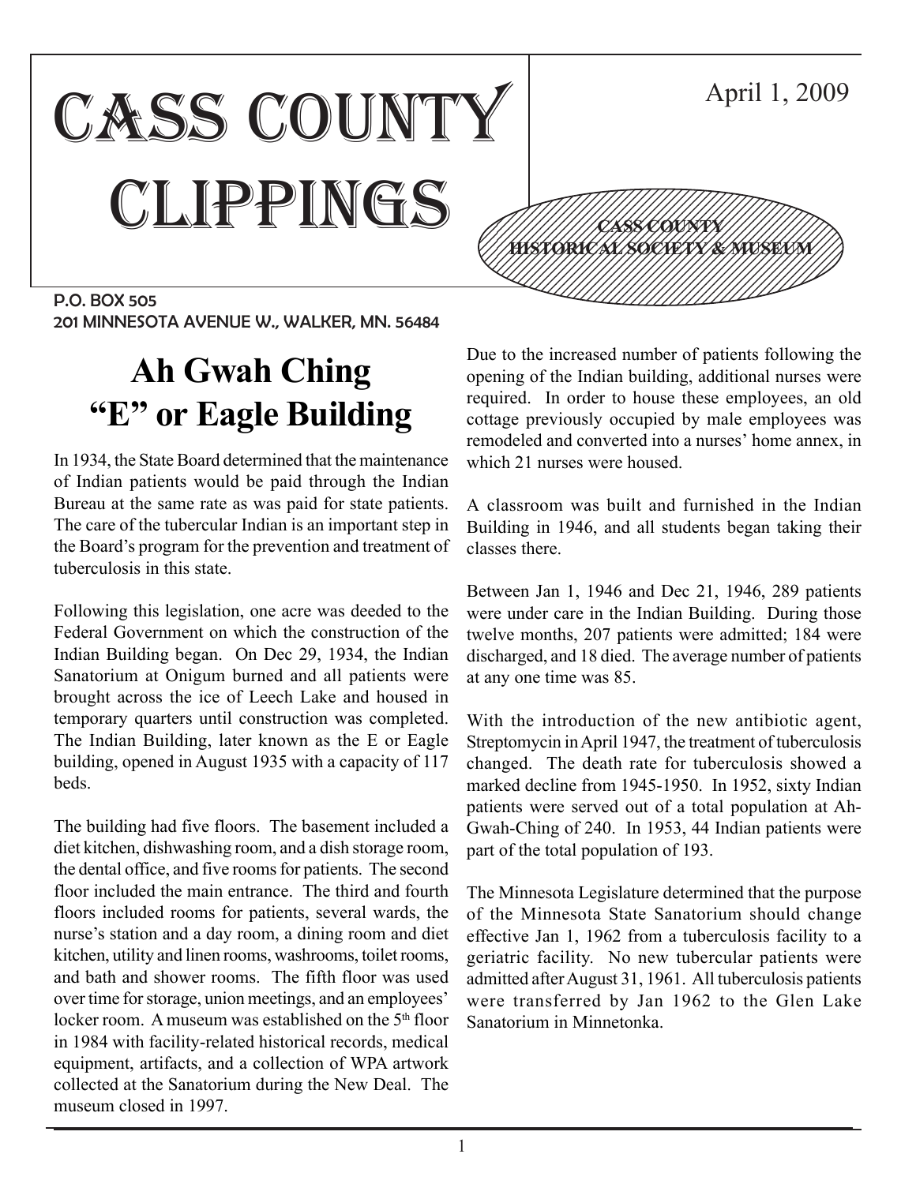# CASS COUNTY CLIPPINGS

April 1, 2009

CASS COUNTY HISTORICAL SOCIETY & MUSEUM

P.O. BOX 505
201 MINNESOTA AVENUE W., WALKER, MN. 56484

## Ah Gwah Ching "E" or Eagle Building

In 1934, the State Board determined that the maintenance of Indian patients would be paid through the Indian Bureau at the same rate as was paid for state patients. The care of the tubercular Indian is an important step in the Board's program for the prevention and treatment of tuberculosis in this state.

Following this legislation, one acre was deeded to the Federal Government on which the construction of the Indian Building began. On Dec 29, 1934, the Indian Sanatorium at Onigum burned and all patients were brought across the ice of Leech Lake and housed in temporary quarters until construction was completed. The Indian Building, later known as the E or Eagle building, opened in August 1935 with a capacity of 117 beds.

The building had five floors. The basement included a diet kitchen, dishwashing room, and a dish storage room, the dental office, and five rooms for patients. The second floor included the main entrance. The third and fourth floors included rooms for patients, several wards, the nurse's station and a day room, a dining room and diet kitchen, utility and linen rooms, washrooms, toilet rooms, and bath and shower rooms. The fifth floor was used over time for storage, union meetings, and an employees' locker room. A museum was established on the 5th floor in 1984 with facility-related historical records, medical equipment, artifacts, and a collection of WPA artwork collected at the Sanatorium during the New Deal. The museum closed in 1997.

Due to the increased number of patients following the opening of the Indian building, additional nurses were required. In order to house these employees, an old cottage previously occupied by male employees was remodeled and converted into a nurses' home annex, in which 21 nurses were housed.

A classroom was built and furnished in the Indian Building in 1946, and all students began taking their classes there.

Between Jan 1, 1946 and Dec 21, 1946, 289 patients were under care in the Indian Building. During those twelve months, 207 patients were admitted; 184 were discharged, and 18 died. The average number of patients at any one time was 85.

With the introduction of the new antibiotic agent, Streptomycin in April 1947, the treatment of tuberculosis changed. The death rate for tuberculosis showed a marked decline from 1945-1950. In 1952, sixty Indian patients were served out of a total population at Ah-Gwah-Ching of 240. In 1953, 44 Indian patients were part of the total population of 193.

The Minnesota Legislature determined that the purpose of the Minnesota State Sanatorium should change effective Jan 1, 1962 from a tuberculosis facility to a geriatric facility. No new tubercular patients were admitted after August 31, 1961. All tuberculosis patients were transferred by Jan 1962 to the Glen Lake Sanatorium in Minnetonka.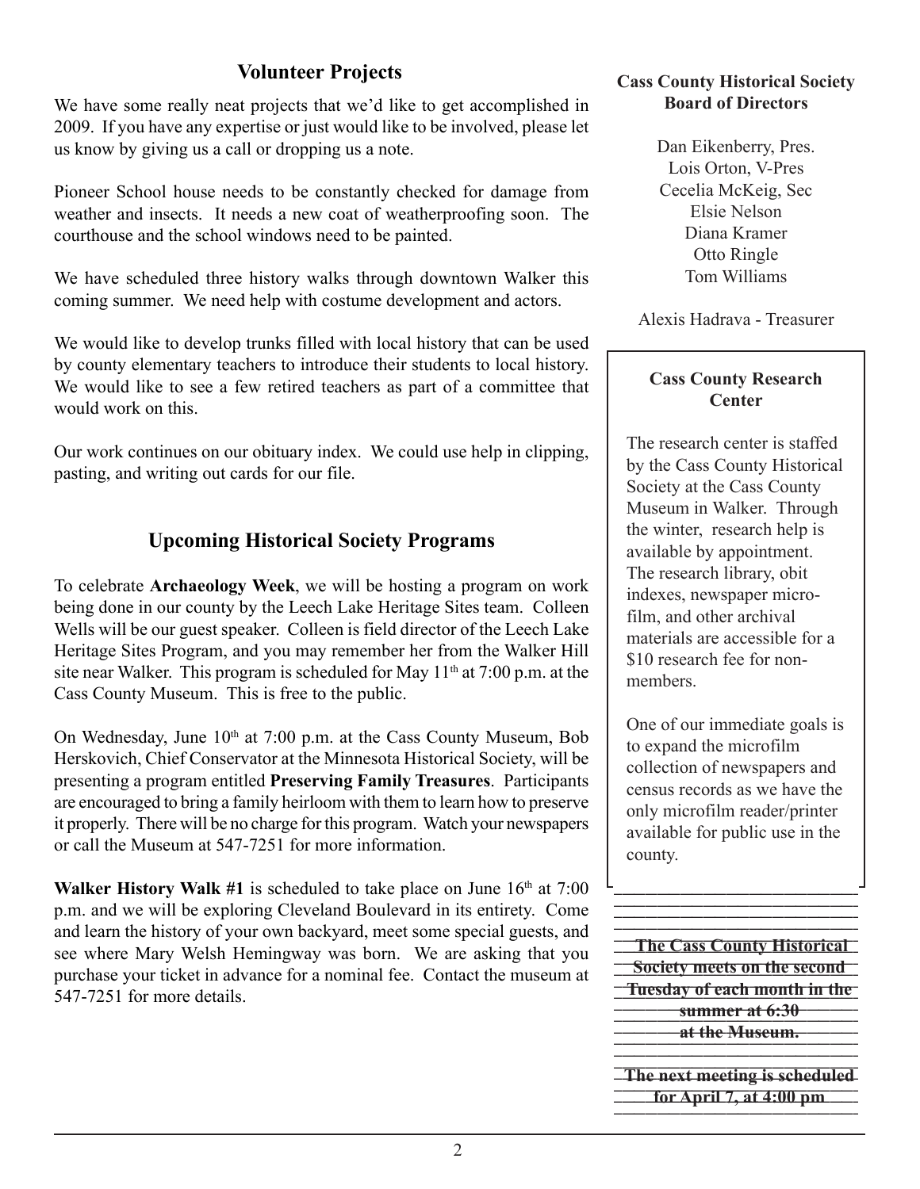## Volunteer Projects

We have some really neat projects that we'd like to get accomplished in 2009. If you have any expertise or just would like to be involved, please let us know by giving us a call or dropping us a note.

Pioneer School house needs to be constantly checked for damage from weather and insects. It needs a new coat of weatherproofing soon. The courthouse and the school windows need to be painted.

We have scheduled three history walks through downtown Walker this coming summer. We need help with costume development and actors.

We would like to develop trunks filled with local history that can be used by county elementary teachers to introduce their students to local history. We would like to see a few retired teachers as part of a committee that would work on this.

Our work continues on our obituary index. We could use help in clipping, pasting, and writing out cards for our file.

## Upcoming Historical Society Programs

To celebrate **Archaeology Week**, we will be hosting a program on work being done in our county by the Leech Lake Heritage Sites team. Colleen Wells will be our guest speaker. Colleen is field director of the Leech Lake Heritage Sites Program, and you may remember her from the Walker Hill site near Walker. This program is scheduled for May 11th at 7:00 p.m. at the Cass County Museum. This is free to the public.

On Wednesday, June 10th at 7:00 p.m. at the Cass County Museum, Bob Herskovich, Chief Conservator at the Minnesota Historical Society, will be presenting a program entitled **Preserving Family Treasures**. Participants are encouraged to bring a family heirloom with them to learn how to preserve it properly. There will be no charge for this program. Watch your newspapers or call the Museum at 547-7251 for more information.

**Walker History Walk #1** is scheduled to take place on June 16th at 7:00 p.m. and we will be exploring Cleveland Boulevard in its entirety. Come and learn the history of your own backyard, meet some special guests, and see where Mary Welsh Hemingway was born. We are asking that you purchase your ticket in advance for a nominal fee. Contact the museum at 547-7251 for more details.

**Cass County Historical Society Board of Directors**

Dan Eikenberry, Pres.
Lois Orton, V-Pres
Cecelia McKeig, Sec
Elsie Nelson
Diana Kramer
Otto Ringle
Tom Williams

Alexis Hadrava - Treasurer

**Cass County Research Center**

The research center is staffed by the Cass County Historical Society at the Cass County Museum in Walker. Through the winter, research help is available by appointment. The research library, obit indexes, newspaper microfilm, and other archival materials are accessible for a \$10 research fee for non-members.

One of our immediate goals is to expand the microfilm collection of newspapers and census records as we have the only microfilm reader/printer available for public use in the county.

**The Cass County Historical Society meets on the second Tuesday of each month in the summer at 6:30 at the Museum.**

**The next meeting is scheduled for April 7, at 4:00 pm**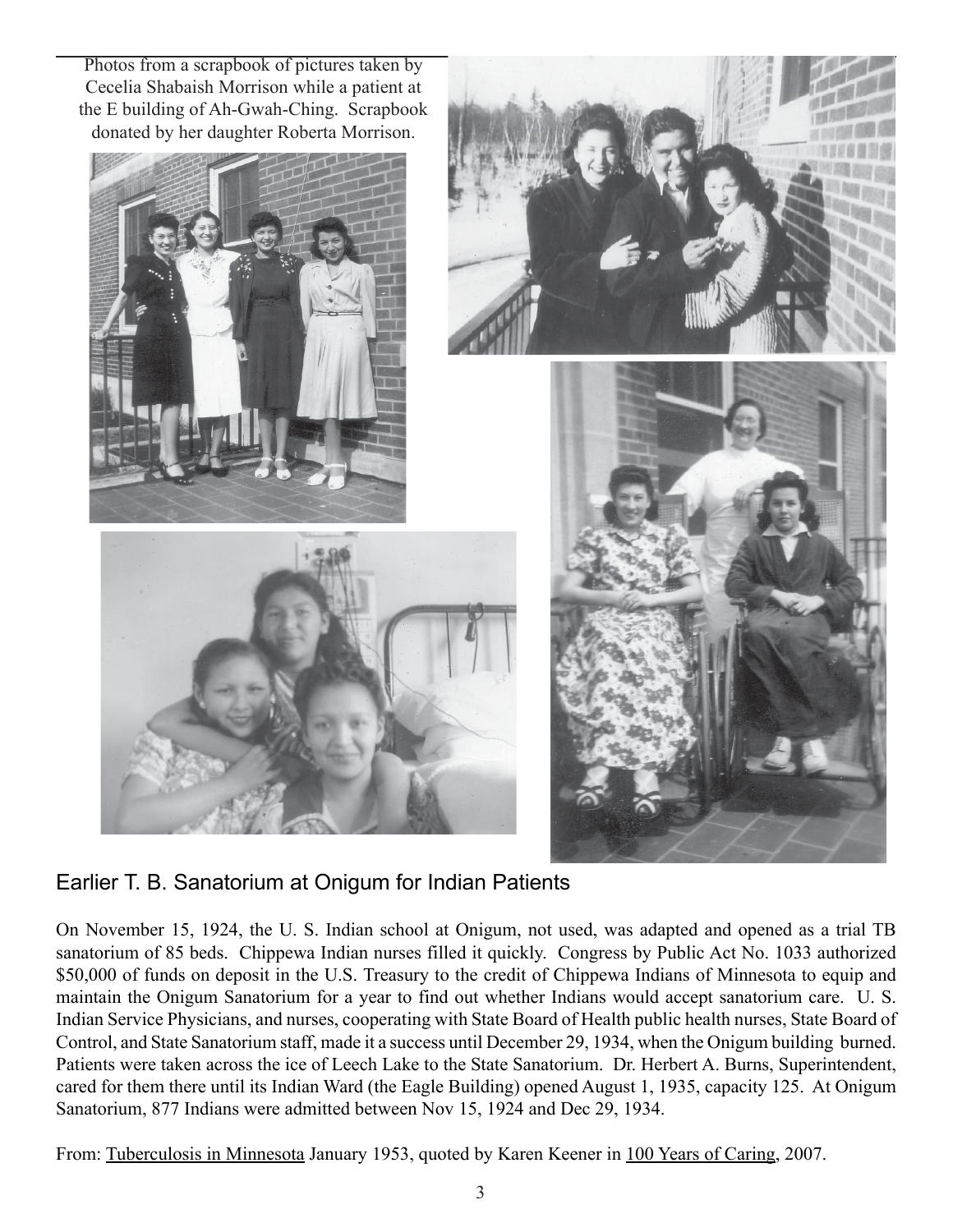Photos from a scrapbook of pictures taken by Cecelia Shabaish Morrison while a patient at the E building of Ah-Gwah-Ching. Scrapbook donated by her daughter Roberta Morrison.

## Earlier T. B. Sanatorium at Onigum for Indian Patients

On November 15, 1924, the U. S. Indian school at Onigum, not used, was adapted and opened as a trial TB sanatorium of 85 beds. Chippewa Indian nurses filled it quickly. Congress by Public Act No. 1033 authorized $50,000 of funds on deposit in the U.S. Treasury to the credit of Chippewa Indians of Minnesota to equip and maintain the Onigum Sanatorium for a year to find out whether Indians would accept sanatorium care. U. S. Indian Service Physicians, and nurses, cooperating with State Board of Health public health nurses, State Board of Control, and State Sanatorium staff, made it a success until December 29, 1934, when the Onigum building burned. Patients were taken across the ice of Leech Lake to the State Sanatorium. Dr. Herbert A. Burns, Superintendent, cared for them there until its Indian Ward (the Eagle Building) opened August 1, 1935, capacity 125. At Onigum Sanatorium, 877 Indians were admitted between Nov 15, 1924 and Dec 29, 1934.

From: Tuberculosis in Minnesota January 1953, quoted by Karen Keener in 100 Years of Caring, 2007.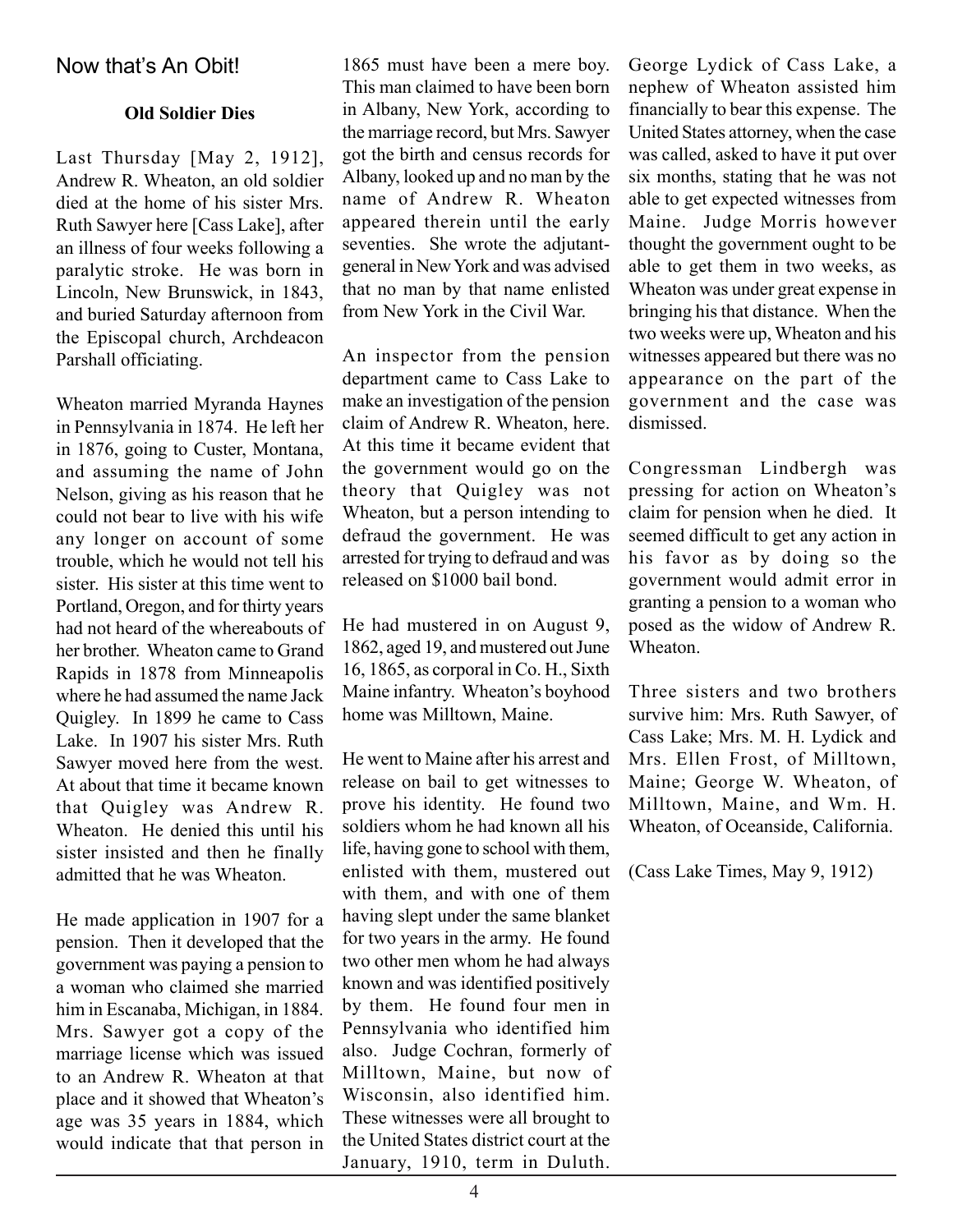## Now that's An Obit!

**Old Soldier Dies**

Last Thursday [May 2, 1912], Andrew R. Wheaton, an old soldier died at the home of his sister Mrs. Ruth Sawyer here [Cass Lake], after an illness of four weeks following a paralytic stroke. He was born in Lincoln, New Brunswick, in 1843, and buried Saturday afternoon from the Episcopal church, Archdeacon Parshall officiating.

Wheaton married Myranda Haynes in Pennsylvania in 1874. He left her in 1876, going to Custer, Montana, and assuming the name of John Nelson, giving as his reason that he could not bear to live with his wife any longer on account of some trouble, which he would not tell his sister. His sister at this time went to Portland, Oregon, and for thirty years had not heard of the whereabouts of her brother. Wheaton came to Grand Rapids in 1878 from Minneapolis where he had assumed the name Jack Quigley. In 1899 he came to Cass Lake. In 1907 his sister Mrs. Ruth Sawyer moved here from the west. At about that time it became known that Quigley was Andrew R. Wheaton. He denied this until his sister insisted and then he finally admitted that he was Wheaton.

He made application in 1907 for a pension. Then it developed that the government was paying a pension to a woman who claimed she married him in Escanaba, Michigan, in 1884. Mrs. Sawyer got a copy of the marriage license which was issued to an Andrew R. Wheaton at that place and it showed that Wheaton's age was 35 years in 1884, which would indicate that that person in 1865 must have been a mere boy. This man claimed to have been born in Albany, New York, according to the marriage record, but Mrs. Sawyer got the birth and census records for Albany, looked up and no man by the name of Andrew R. Wheaton appeared therein until the early seventies. She wrote the adjutant-general in New York and was advised that no man by that name enlisted from New York in the Civil War.

An inspector from the pension department came to Cass Lake to make an investigation of the pension claim of Andrew R. Wheaton, here. At this time it became evident that the government would go on the theory that Quigley was not Wheaton, but a person intending to defraud the government. He was arrested for trying to defraud and was released on $1000 bail bond.

He had mustered in on August 9, 1862, aged 19, and mustered out June 16, 1865, as corporal in Co. H., Sixth Maine infantry. Wheaton's boyhood home was Milltown, Maine.

He went to Maine after his arrest and release on bail to get witnesses to prove his identity. He found two soldiers whom he had known all his life, having gone to school with them, enlisted with them, mustered out with them, and with one of them having slept under the same blanket for two years in the army. He found two other men whom he had always known and was identified positively by them. He found four men in Pennsylvania who identified him also. Judge Cochran, formerly of Milltown, Maine, but now of Wisconsin, also identified him. These witnesses were all brought to the United States district court at the January, 1910, term in Duluth. George Lydick of Cass Lake, a nephew of Wheaton assisted him financially to bear this expense. The United States attorney, when the case was called, asked to have it put over six months, stating that he was not able to get expected witnesses from Maine. Judge Morris however thought the government ought to be able to get them in two weeks, as Wheaton was under great expense in bringing his that distance. When the two weeks were up, Wheaton and his witnesses appeared but there was no appearance on the part of the government and the case was dismissed.

Congressman Lindbergh was pressing for action on Wheaton's claim for pension when he died. It seemed difficult to get any action in his favor as by doing so the government would admit error in granting a pension to a woman who posed as the widow of Andrew R. Wheaton.

Three sisters and two brothers survive him: Mrs. Ruth Sawyer, of Cass Lake; Mrs. M. H. Lydick and Mrs. Ellen Frost, of Milltown, Maine; George W. Wheaton, of Milltown, Maine, and Wm. H. Wheaton, of Oceanside, California.

(Cass Lake Times, May 9, 1912)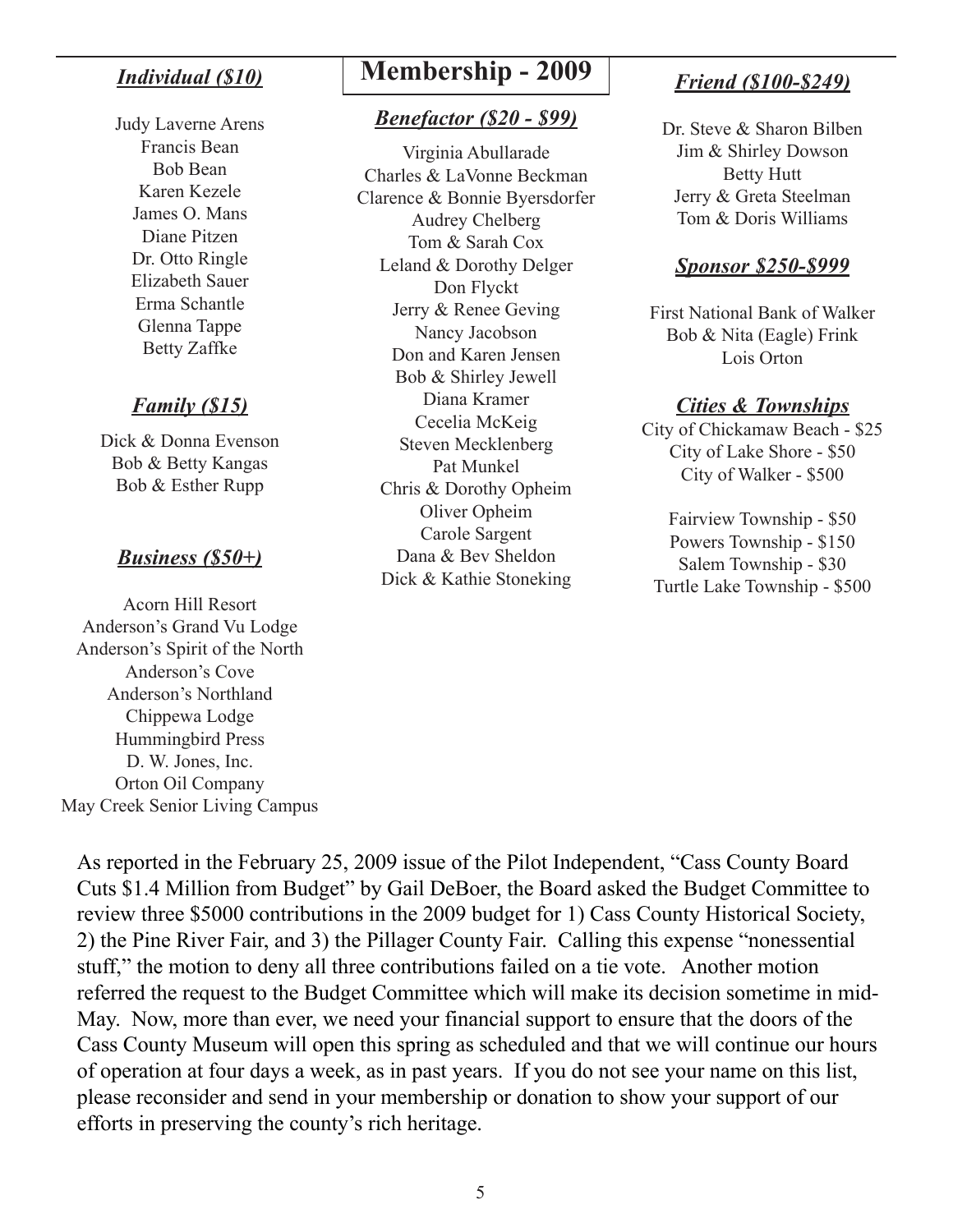# Membership - 2009

### *Individual ($10)*

Judy Laverne Arens
Francis Bean
Bob Bean
Karen Kezele
James O. Mans
Diane Pitzen
Dr. Otto Ringle
Elizabeth Sauer
Erma Schantle
Glenna Tappe
Betty Zaffke

### *Family ($15)*

Dick & Donna Evenson
Bob & Betty Kangas
Bob & Esther Rupp

### *Business ($50+)*

Acorn Hill Resort
Anderson's Grand Vu Lodge
Anderson's Spirit of the North
Anderson's Cove
Anderson's Northland
Chippewa Lodge
Hummingbird Press
D. W. Jones, Inc.
Orton Oil Company
May Creek Senior Living Campus

### *Benefactor ($20 - $99)*

Virginia Abullarade
Charles & LaVonne Beckman
Clarence & Bonnie Byersdorfer
Audrey Chelberg
Tom & Sarah Cox
Leland & Dorothy Delger
Don Flyckt
Jerry & Renee Geving
Nancy Jacobson
Don and Karen Jensen
Bob & Shirley Jewell
Diana Kramer
Cecelia McKeig
Steven Mecklenberg
Pat Munkel
Chris & Dorothy Opheim
Oliver Opheim
Carole Sargent
Dana & Bev Sheldon
Dick & Kathie Stoneking

### *Friend ($100-$249)*

Dr. Steve & Sharon Bilben
Jim & Shirley Dowson
Betty Hutt
Jerry & Greta Steelman
Tom & Doris Williams

### *Sponsor $250-$999*

First National Bank of Walker
Bob & Nita (Eagle) Frink
Lois Orton

### *Cities & Townships*

City of Chickamaw Beach - $25
City of Lake Shore - $50
City of Walker - $500

Fairview Township - $50
Powers Township - $150
Salem Township - $30
Turtle Lake Township - $500

As reported in the February 25, 2009 issue of the Pilot Independent, "Cass County Board Cuts $1.4 Million from Budget" by Gail DeBoer, the Board asked the Budget Committee to review three $5000 contributions in the 2009 budget for 1) Cass County Historical Society, 2) the Pine River Fair, and 3) the Pillager County Fair. Calling this expense "nonessential stuff," the motion to deny all three contributions failed on a tie vote. Another motion referred the request to the Budget Committee which will make its decision sometime in mid-May. Now, more than ever, we need your financial support to ensure that the doors of the Cass County Museum will open this spring as scheduled and that we will continue our hours of operation at four days a week, as in past years. If you do not see your name on this list, please reconsider and send in your membership or donation to show your support of our efforts in preserving the county's rich heritage.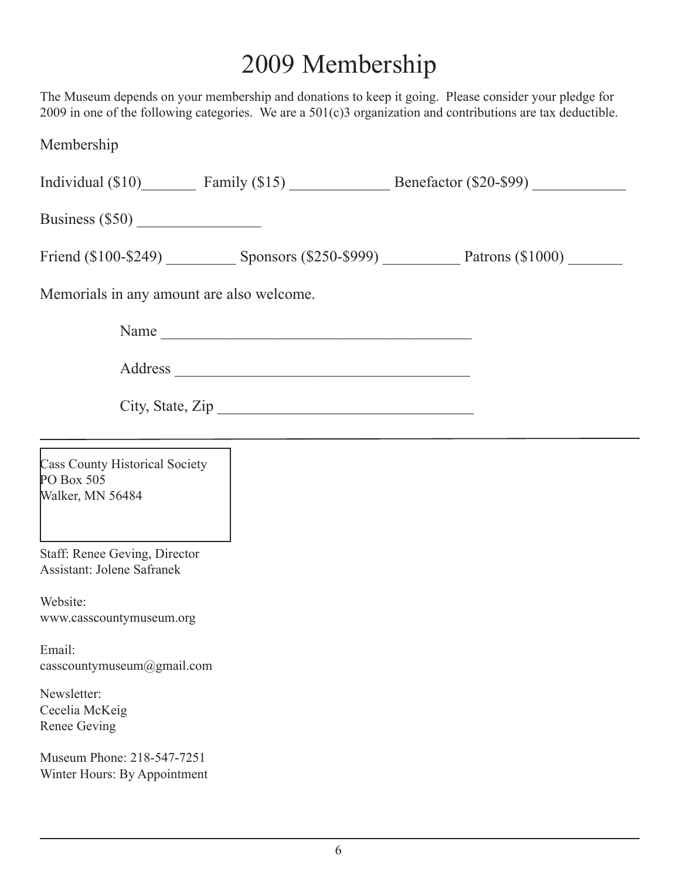# 2009 Membership

The Museum depends on your membership and donations to keep it going. Please consider your pledge for 2009 in one of the following categories. We are a 501(c)3 organization and contributions are tax deductible.

Membership

Individual ($10)_______ Family ($15) ____________ Benefactor ($20-$99) ___________

Business ($50) _______________

Friend ($100-$249) _________ Sponsors ($250-$999) __________ Patrons ($1000) _______

Memorials in any amount are also welcome.

Name ________________________________________

Address ______________________________________

City, State, Zip _________________________________

---

Cass County Historical Society
PO Box 505
Walker, MN 56484

Staff: Renee Geving, Director
Assistant: Jolene Safranek

Website:
www.casscountymuseum.org

Email:
casscountymuseum@gmail.com

Newsletter:
Cecelia McKeig
Renee Geving

Museum Phone: 218-547-7251
Winter Hours: By Appointment